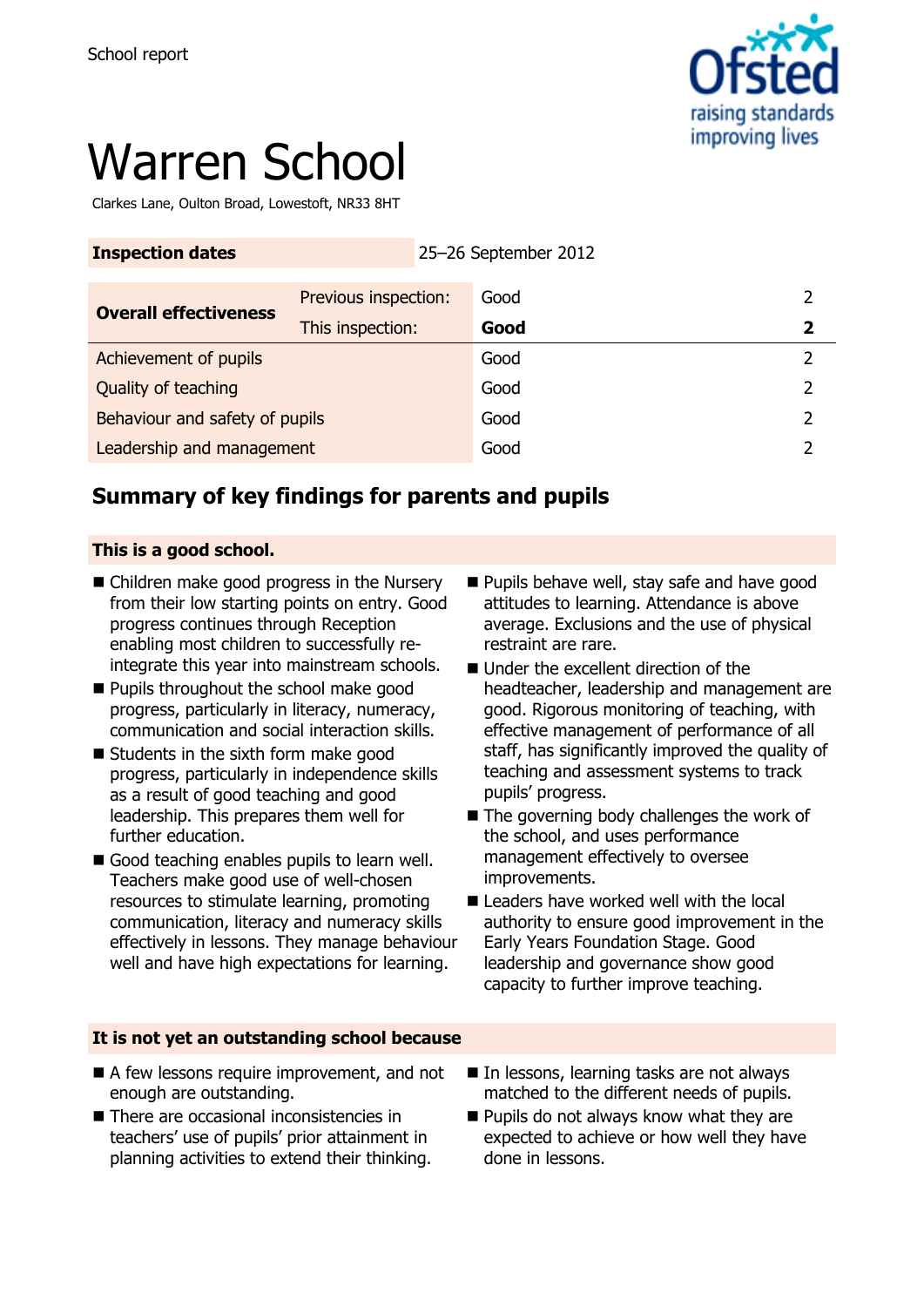School report

# Warren School

Clarkes Lane, Oulton Broad, Lowestoft, NR33 8HT

| Inspection dates | | 25–26 September 2012 | |
|---|---|---|---|
| **Overall effectiveness** | Previous inspection: | Good | 2 |
| | This inspection: | **Good** | **2** |
| Achievement of pupils | | Good | 2 |
| Quality of teaching | | Good | 2 |
| Behaviour and safety of pupils | | Good | 2 |
| Leadership and management | | Good | 2 |

## Summary of key findings for parents and pupils

### This is a good school.

- Children make good progress in the Nursery from their low starting points on entry. Good progress continues through Reception enabling most children to successfully re-integrate this year into mainstream schools.
- Pupils throughout the school make good progress, particularly in literacy, numeracy, communication and social interaction skills.
- Students in the sixth form make good progress, particularly in independence skills as a result of good teaching and good leadership. This prepares them well for further education.
- Good teaching enables pupils to learn well. Teachers make good use of well-chosen resources to stimulate learning, promoting communication, literacy and numeracy skills effectively in lessons. They manage behaviour well and have high expectations for learning.
- Pupils behave well, stay safe and have good attitudes to learning. Attendance is above average. Exclusions and the use of physical restraint are rare.
- Under the excellent direction of the headteacher, leadership and management are good. Rigorous monitoring of teaching, with effective management of performance of all staff, has significantly improved the quality of teaching and assessment systems to track pupils' progress.
- The governing body challenges the work of the school, and uses performance management effectively to oversee improvements.
- Leaders have worked well with the local authority to ensure good improvement in the Early Years Foundation Stage. Good leadership and governance show good capacity to further improve teaching.

### It is not yet an outstanding school because

- A few lessons require improvement, and not enough are outstanding.
- There are occasional inconsistencies in teachers' use of pupils' prior attainment in planning activities to extend their thinking.
- In lessons, learning tasks are not always matched to the different needs of pupils.
- Pupils do not always know what they are expected to achieve or how well they have done in lessons.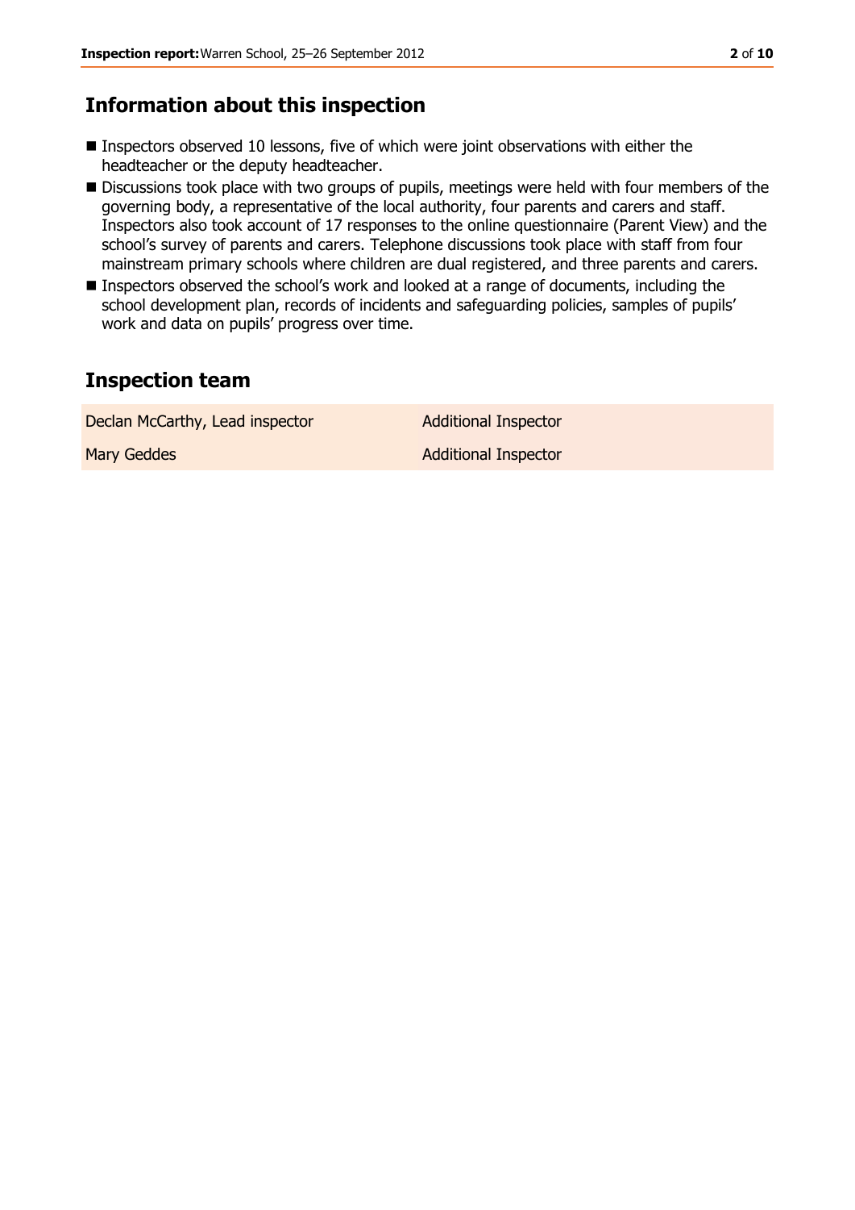## Information about this inspection

- Inspectors observed 10 lessons, five of which were joint observations with either the headteacher or the deputy headteacher.
- Discussions took place with two groups of pupils, meetings were held with four members of the governing body, a representative of the local authority, four parents and carers and staff. Inspectors also took account of 17 responses to the online questionnaire (Parent View) and the school's survey of parents and carers. Telephone discussions took place with staff from four mainstream primary schools where children are dual registered, and three parents and carers.
- Inspectors observed the school's work and looked at a range of documents, including the school development plan, records of incidents and safeguarding policies, samples of pupils' work and data on pupils' progress over time.

## Inspection team

| | |
|---|---|
| Declan McCarthy, Lead inspector | Additional Inspector |
| Mary Geddes | Additional Inspector |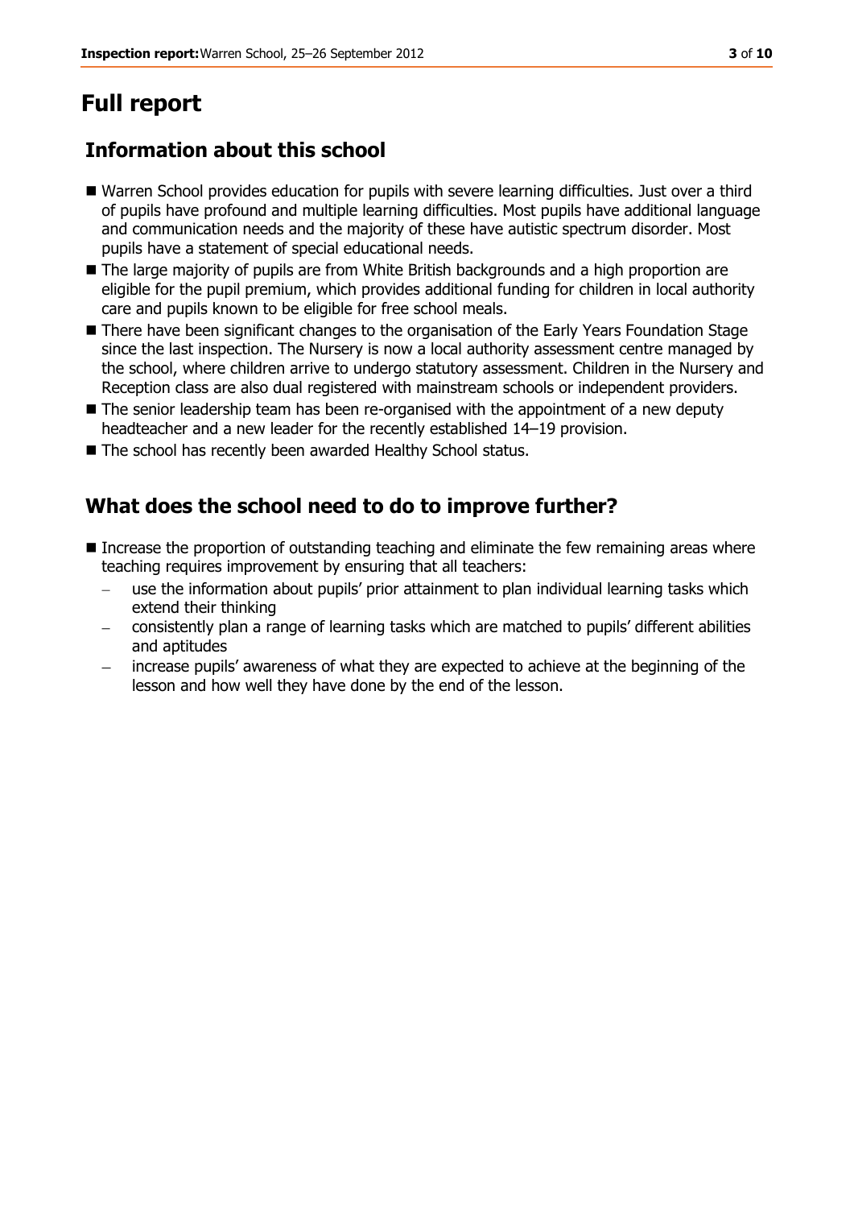# Full report

## Information about this school

- Warren School provides education for pupils with severe learning difficulties. Just over a third of pupils have profound and multiple learning difficulties. Most pupils have additional language and communication needs and the majority of these have autistic spectrum disorder. Most pupils have a statement of special educational needs.
- The large majority of pupils are from White British backgrounds and a high proportion are eligible for the pupil premium, which provides additional funding for children in local authority care and pupils known to be eligible for free school meals.
- There have been significant changes to the organisation of the Early Years Foundation Stage since the last inspection. The Nursery is now a local authority assessment centre managed by the school, where children arrive to undergo statutory assessment. Children in the Nursery and Reception class are also dual registered with mainstream schools or independent providers.
- The senior leadership team has been re-organised with the appointment of a new deputy headteacher and a new leader for the recently established 14–19 provision.
- The school has recently been awarded Healthy School status.

## What does the school need to do to improve further?

- Increase the proportion of outstanding teaching and eliminate the few remaining areas where teaching requires improvement by ensuring that all teachers:
  - use the information about pupils' prior attainment to plan individual learning tasks which extend their thinking
  - consistently plan a range of learning tasks which are matched to pupils' different abilities and aptitudes
  - increase pupils' awareness of what they are expected to achieve at the beginning of the lesson and how well they have done by the end of the lesson.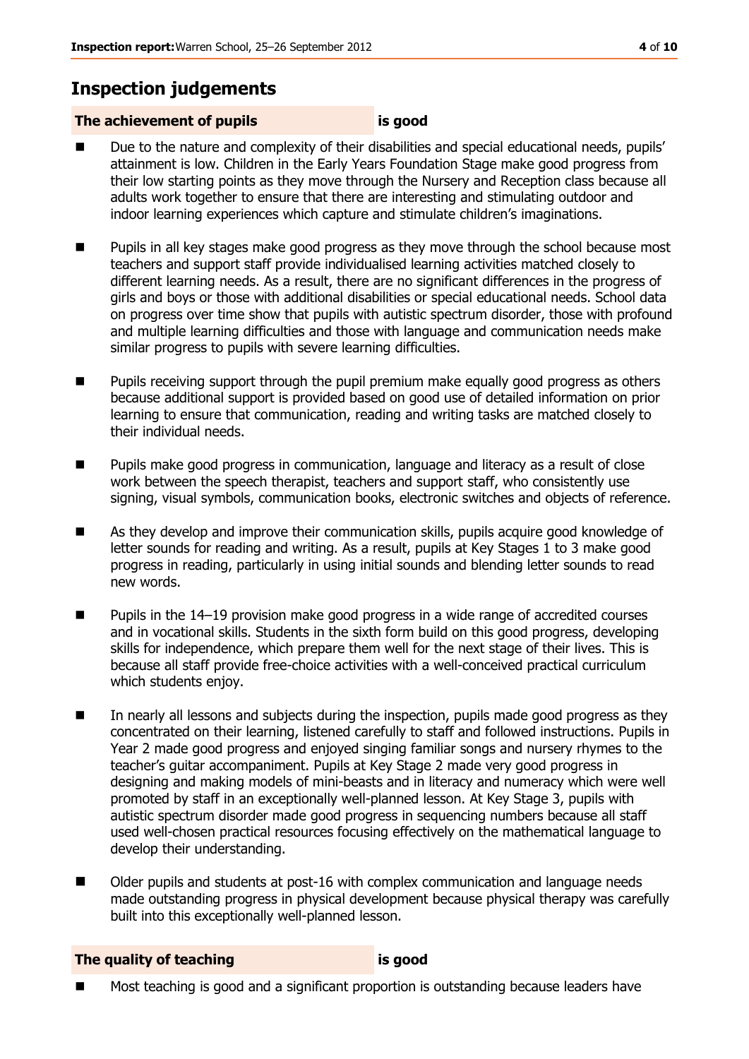## Inspection judgements

**The achievement of pupils** **is good**

- Due to the nature and complexity of their disabilities and special educational needs, pupils' attainment is low. Children in the Early Years Foundation Stage make good progress from their low starting points as they move through the Nursery and Reception class because all adults work together to ensure that there are interesting and stimulating outdoor and indoor learning experiences which capture and stimulate children's imaginations.
- Pupils in all key stages make good progress as they move through the school because most teachers and support staff provide individualised learning activities matched closely to different learning needs. As a result, there are no significant differences in the progress of girls and boys or those with additional disabilities or special educational needs. School data on progress over time show that pupils with autistic spectrum disorder, those with profound and multiple learning difficulties and those with language and communication needs make similar progress to pupils with severe learning difficulties.
- Pupils receiving support through the pupil premium make equally good progress as others because additional support is provided based on good use of detailed information on prior learning to ensure that communication, reading and writing tasks are matched closely to their individual needs.
- Pupils make good progress in communication, language and literacy as a result of close work between the speech therapist, teachers and support staff, who consistently use signing, visual symbols, communication books, electronic switches and objects of reference.
- As they develop and improve their communication skills, pupils acquire good knowledge of letter sounds for reading and writing. As a result, pupils at Key Stages 1 to 3 make good progress in reading, particularly in using initial sounds and blending letter sounds to read new words.
- Pupils in the 14–19 provision make good progress in a wide range of accredited courses and in vocational skills. Students in the sixth form build on this good progress, developing skills for independence, which prepare them well for the next stage of their lives. This is because all staff provide free-choice activities with a well-conceived practical curriculum which students enjoy.
- In nearly all lessons and subjects during the inspection, pupils made good progress as they concentrated on their learning, listened carefully to staff and followed instructions. Pupils in Year 2 made good progress and enjoyed singing familiar songs and nursery rhymes to the teacher's guitar accompaniment. Pupils at Key Stage 2 made very good progress in designing and making models of mini-beasts and in literacy and numeracy which were well promoted by staff in an exceptionally well-planned lesson. At Key Stage 3, pupils with autistic spectrum disorder made good progress in sequencing numbers because all staff used well-chosen practical resources focusing effectively on the mathematical language to develop their understanding.
- Older pupils and students at post-16 with complex communication and language needs made outstanding progress in physical development because physical therapy was carefully built into this exceptionally well-planned lesson.

**The quality of teaching** **is good**

- Most teaching is good and a significant proportion is outstanding because leaders have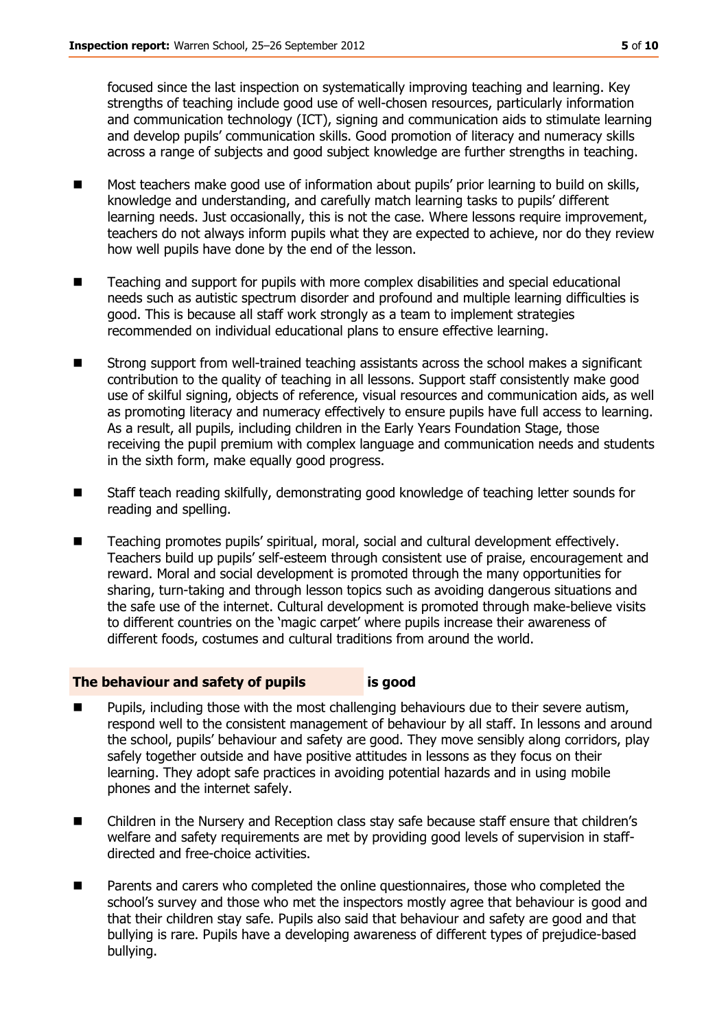focused since the last inspection on systematically improving teaching and learning. Key strengths of teaching include good use of well-chosen resources, particularly information and communication technology (ICT), signing and communication aids to stimulate learning and develop pupils' communication skills. Good promotion of literacy and numeracy skills across a range of subjects and good subject knowledge are further strengths in teaching.

- Most teachers make good use of information about pupils' prior learning to build on skills, knowledge and understanding, and carefully match learning tasks to pupils' different learning needs. Just occasionally, this is not the case. Where lessons require improvement, teachers do not always inform pupils what they are expected to achieve, nor do they review how well pupils have done by the end of the lesson.
- Teaching and support for pupils with more complex disabilities and special educational needs such as autistic spectrum disorder and profound and multiple learning difficulties is good. This is because all staff work strongly as a team to implement strategies recommended on individual educational plans to ensure effective learning.
- Strong support from well-trained teaching assistants across the school makes a significant contribution to the quality of teaching in all lessons. Support staff consistently make good use of skilful signing, objects of reference, visual resources and communication aids, as well as promoting literacy and numeracy effectively to ensure pupils have full access to learning. As a result, all pupils, including children in the Early Years Foundation Stage, those receiving the pupil premium with complex language and communication needs and students in the sixth form, make equally good progress.
- Staff teach reading skilfully, demonstrating good knowledge of teaching letter sounds for reading and spelling.
- Teaching promotes pupils' spiritual, moral, social and cultural development effectively. Teachers build up pupils' self-esteem through consistent use of praise, encouragement and reward. Moral and social development is promoted through the many opportunities for sharing, turn-taking and through lesson topics such as avoiding dangerous situations and the safe use of the internet. Cultural development is promoted through make-believe visits to different countries on the 'magic carpet' where pupils increase their awareness of different foods, costumes and cultural traditions from around the world.

### The behaviour and safety of pupils **is good**

- Pupils, including those with the most challenging behaviours due to their severe autism, respond well to the consistent management of behaviour by all staff. In lessons and around the school, pupils' behaviour and safety are good. They move sensibly along corridors, play safely together outside and have positive attitudes in lessons as they focus on their learning. They adopt safe practices in avoiding potential hazards and in using mobile phones and the internet safely.
- Children in the Nursery and Reception class stay safe because staff ensure that children's welfare and safety requirements are met by providing good levels of supervision in staff-directed and free-choice activities.
- Parents and carers who completed the online questionnaires, those who completed the school's survey and those who met the inspectors mostly agree that behaviour is good and that their children stay safe. Pupils also said that behaviour and safety are good and that bullying is rare. Pupils have a developing awareness of different types of prejudice-based bullying.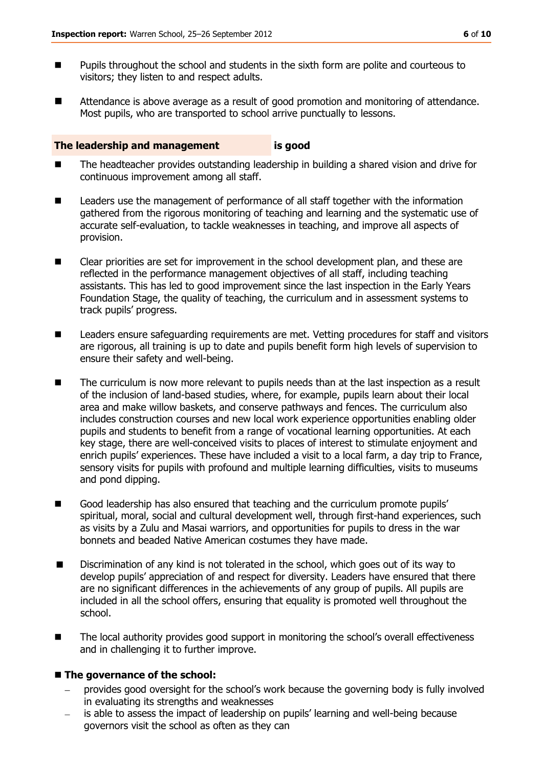- Pupils throughout the school and students in the sixth form are polite and courteous to visitors; they listen to and respect adults.

- Attendance is above average as a result of good promotion and monitoring of attendance. Most pupils, who are transported to school arrive punctually to lessons.

### The leadership and management is good

- The headteacher provides outstanding leadership in building a shared vision and drive for continuous improvement among all staff.

- Leaders use the management of performance of all staff together with the information gathered from the rigorous monitoring of teaching and learning and the systematic use of accurate self-evaluation, to tackle weaknesses in teaching, and improve all aspects of provision.

- Clear priorities are set for improvement in the school development plan, and these are reflected in the performance management objectives of all staff, including teaching assistants. This has led to good improvement since the last inspection in the Early Years Foundation Stage, the quality of teaching, the curriculum and in assessment systems to track pupils' progress.

- Leaders ensure safeguarding requirements are met. Vetting procedures for staff and visitors are rigorous, all training is up to date and pupils benefit form high levels of supervision to ensure their safety and well-being.

- The curriculum is now more relevant to pupils needs than at the last inspection as a result of the inclusion of land-based studies, where, for example, pupils learn about their local area and make willow baskets, and conserve pathways and fences. The curriculum also includes construction courses and new local work experience opportunities enabling older pupils and students to benefit from a range of vocational learning opportunities. At each key stage, there are well-conceived visits to places of interest to stimulate enjoyment and enrich pupils' experiences. These have included a visit to a local farm, a day trip to France, sensory visits for pupils with profound and multiple learning difficulties, visits to museums and pond dipping.

- Good leadership has also ensured that teaching and the curriculum promote pupils' spiritual, moral, social and cultural development well, through first-hand experiences, such as visits by a Zulu and Masai warriors, and opportunities for pupils to dress in the war bonnets and beaded Native American costumes they have made.

- Discrimination of any kind is not tolerated in the school, which goes out of its way to develop pupils' appreciation of and respect for diversity. Leaders have ensured that there are no significant differences in the achievements of any group of pupils. All pupils are included in all the school offers, ensuring that equality is promoted well throughout the school.

- The local authority provides good support in monitoring the school's overall effectiveness and in challenging it to further improve.

- **The governance of the school:**
  - provides good oversight for the school's work because the governing body is fully involved in evaluating its strengths and weaknesses
  - is able to assess the impact of leadership on pupils' learning and well-being because governors visit the school as often as they can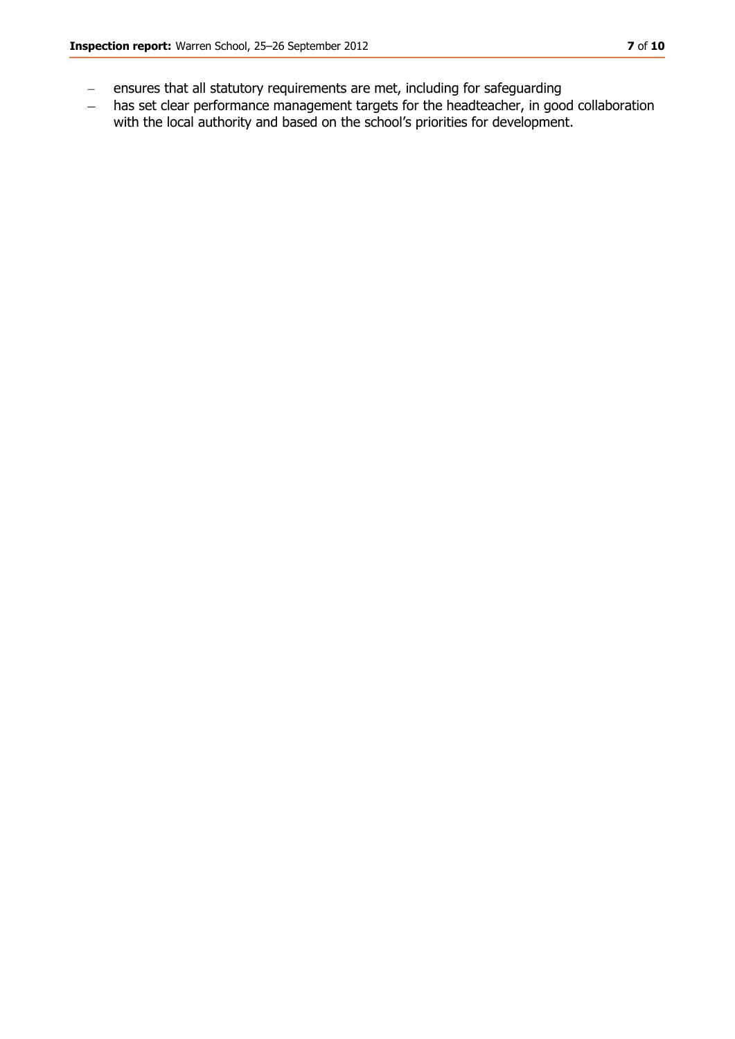- ensures that all statutory requirements are met, including for safeguarding
- has set clear performance management targets for the headteacher, in good collaboration with the local authority and based on the school's priorities for development.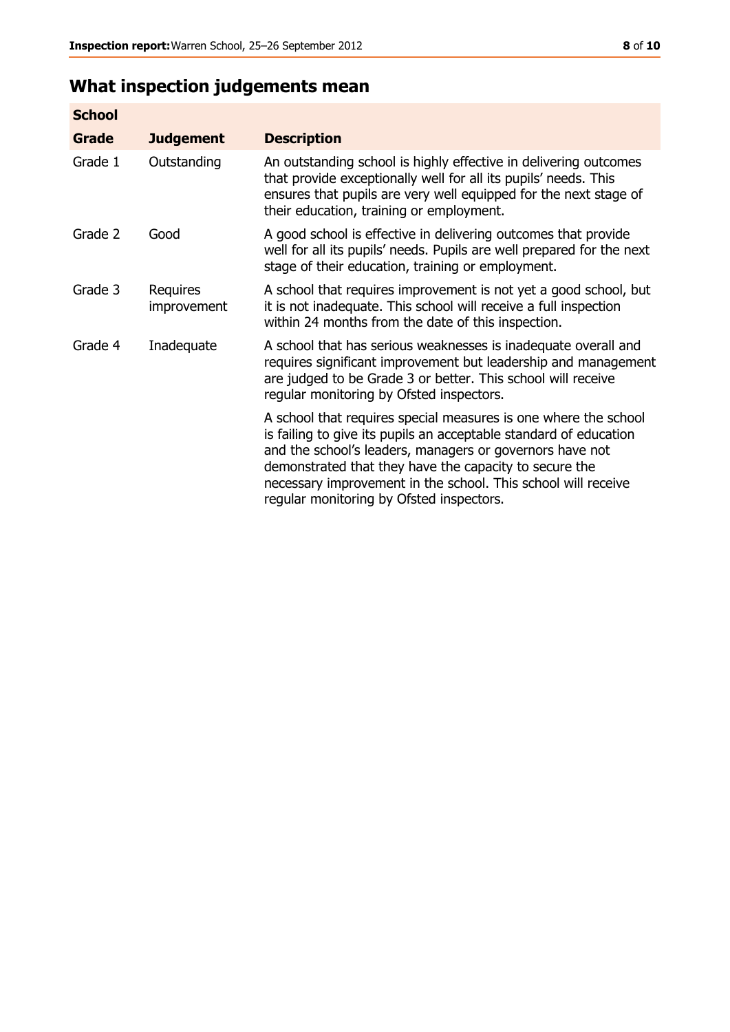## What inspection judgements mean

| School | | |
|---|---|---|
| **Grade** | **Judgement** | **Description** |
| Grade 1 | Outstanding | An outstanding school is highly effective in delivering outcomes that provide exceptionally well for all its pupils' needs. This ensures that pupils are very well equipped for the next stage of their education, training or employment. |
| Grade 2 | Good | A good school is effective in delivering outcomes that provide well for all its pupils' needs. Pupils are well prepared for the next stage of their education, training or employment. |
| Grade 3 | Requires improvement | A school that requires improvement is not yet a good school, but it is not inadequate. This school will receive a full inspection within 24 months from the date of this inspection. |
| Grade 4 | Inadequate | A school that has serious weaknesses is inadequate overall and requires significant improvement but leadership and management are judged to be Grade 3 or better. This school will receive regular monitoring by Ofsted inspectors. |
| | | A school that requires special measures is one where the school is failing to give its pupils an acceptable standard of education and the school's leaders, managers or governors have not demonstrated that they have the capacity to secure the necessary improvement in the school. This school will receive regular monitoring by Ofsted inspectors. |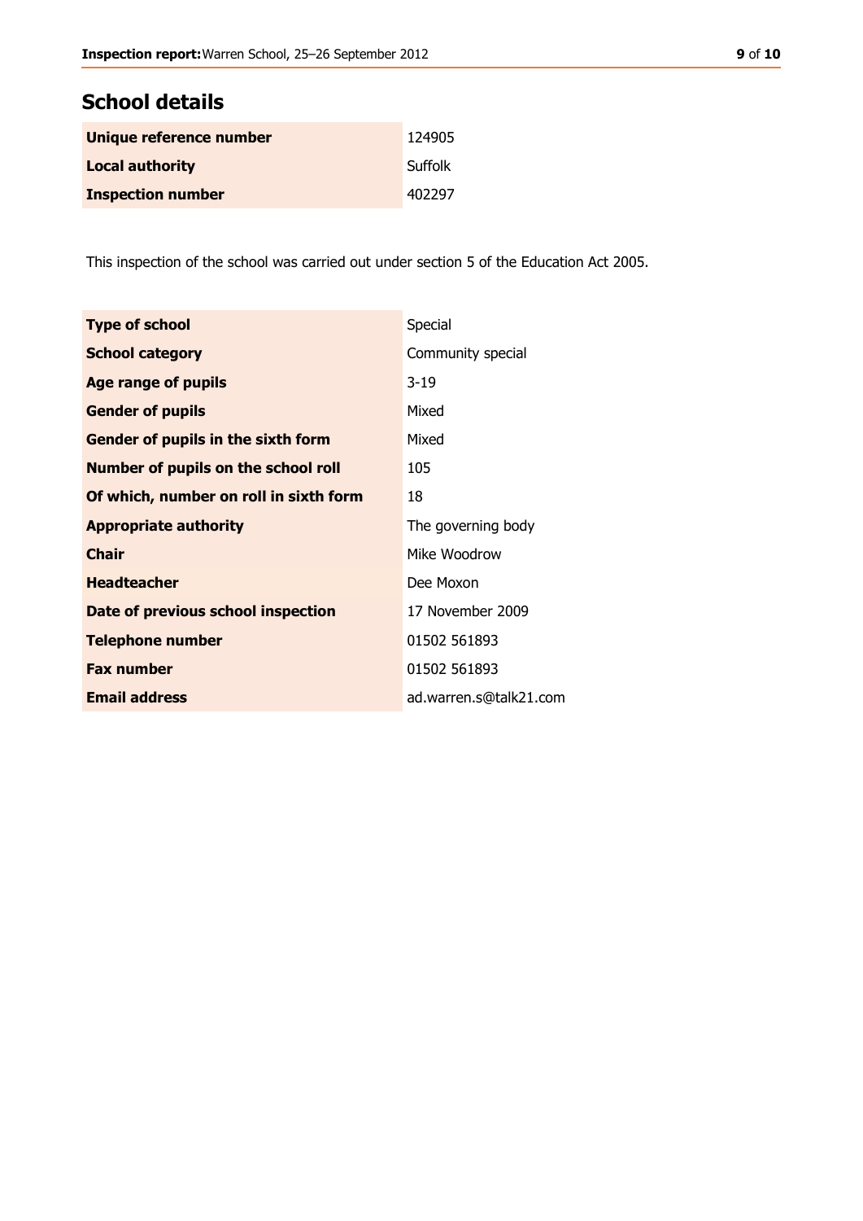## School details

| | |
|---|---|
| **Unique reference number** | 124905 |
| **Local authority** | Suffolk |
| **Inspection number** | 402297 |

This inspection of the school was carried out under section 5 of the Education Act 2005.

| | |
|---|---|
| **Type of school** | Special |
| **School category** | Community special |
| **Age range of pupils** | 3-19 |
| **Gender of pupils** | Mixed |
| **Gender of pupils in the sixth form** | Mixed |
| **Number of pupils on the school roll** | 105 |
| **Of which, number on roll in sixth form** | 18 |
| **Appropriate authority** | The governing body |
| **Chair** | Mike Woodrow |
| **Headteacher** | Dee Moxon |
| **Date of previous school inspection** | 17 November 2009 |
| **Telephone number** | 01502 561893 |
| **Fax number** | 01502 561893 |
| **Email address** | ad.warren.s@talk21.com |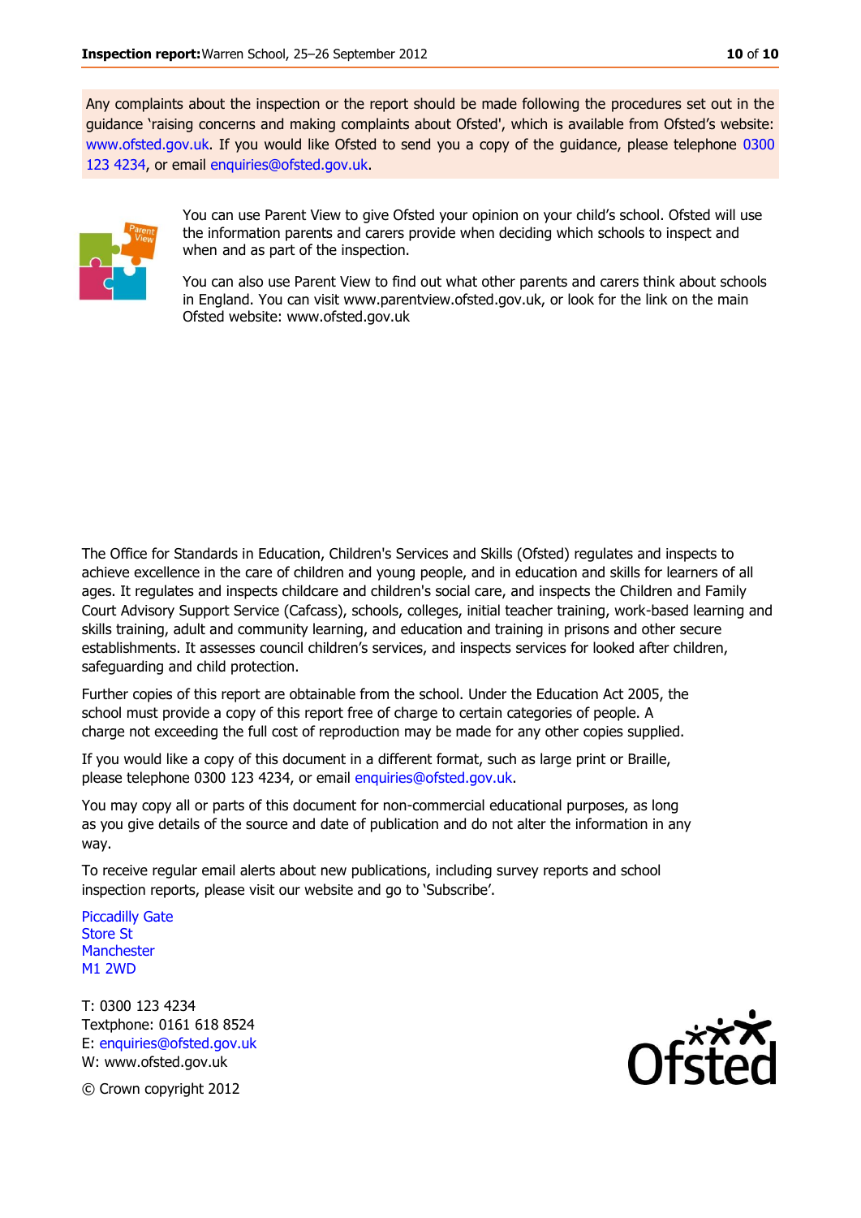Any complaints about the inspection or the report should be made following the procedures set out in the guidance 'raising concerns and making complaints about Ofsted', which is available from Ofsted's website: www.ofsted.gov.uk. If you would like Ofsted to send you a copy of the guidance, please telephone 0300 123 4234, or email enquiries@ofsted.gov.uk.

You can use Parent View to give Ofsted your opinion on your child's school. Ofsted will use the information parents and carers provide when deciding which schools to inspect and when and as part of the inspection.

You can also use Parent View to find out what other parents and carers think about schools in England. You can visit www.parentview.ofsted.gov.uk, or look for the link on the main Ofsted website: www.ofsted.gov.uk

The Office for Standards in Education, Children's Services and Skills (Ofsted) regulates and inspects to achieve excellence in the care of children and young people, and in education and skills for learners of all ages. It regulates and inspects childcare and children's social care, and inspects the Children and Family Court Advisory Support Service (Cafcass), schools, colleges, initial teacher training, work-based learning and skills training, adult and community learning, and education and training in prisons and other secure establishments. It assesses council children's services, and inspects services for looked after children, safeguarding and child protection.

Further copies of this report are obtainable from the school. Under the Education Act 2005, the school must provide a copy of this report free of charge to certain categories of people. A charge not exceeding the full cost of reproduction may be made for any other copies supplied.

If you would like a copy of this document in a different format, such as large print or Braille, please telephone 0300 123 4234, or email enquiries@ofsted.gov.uk.

You may copy all or parts of this document for non-commercial educational purposes, as long as you give details of the source and date of publication and do not alter the information in any way.

To receive regular email alerts about new publications, including survey reports and school inspection reports, please visit our website and go to 'Subscribe'.

Piccadilly Gate
Store St
Manchester
M1 2WD

T: 0300 123 4234
Textphone: 0161 618 8524
E: enquiries@ofsted.gov.uk
W: www.ofsted.gov.uk

© Crown copyright 2012